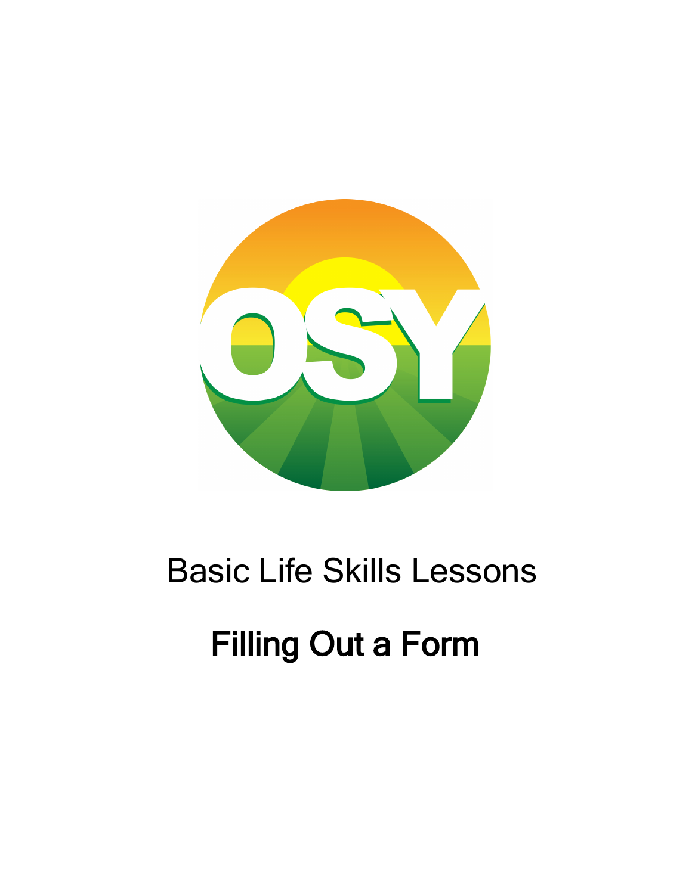Basic Life Skills Lessons

# Filling Out a Form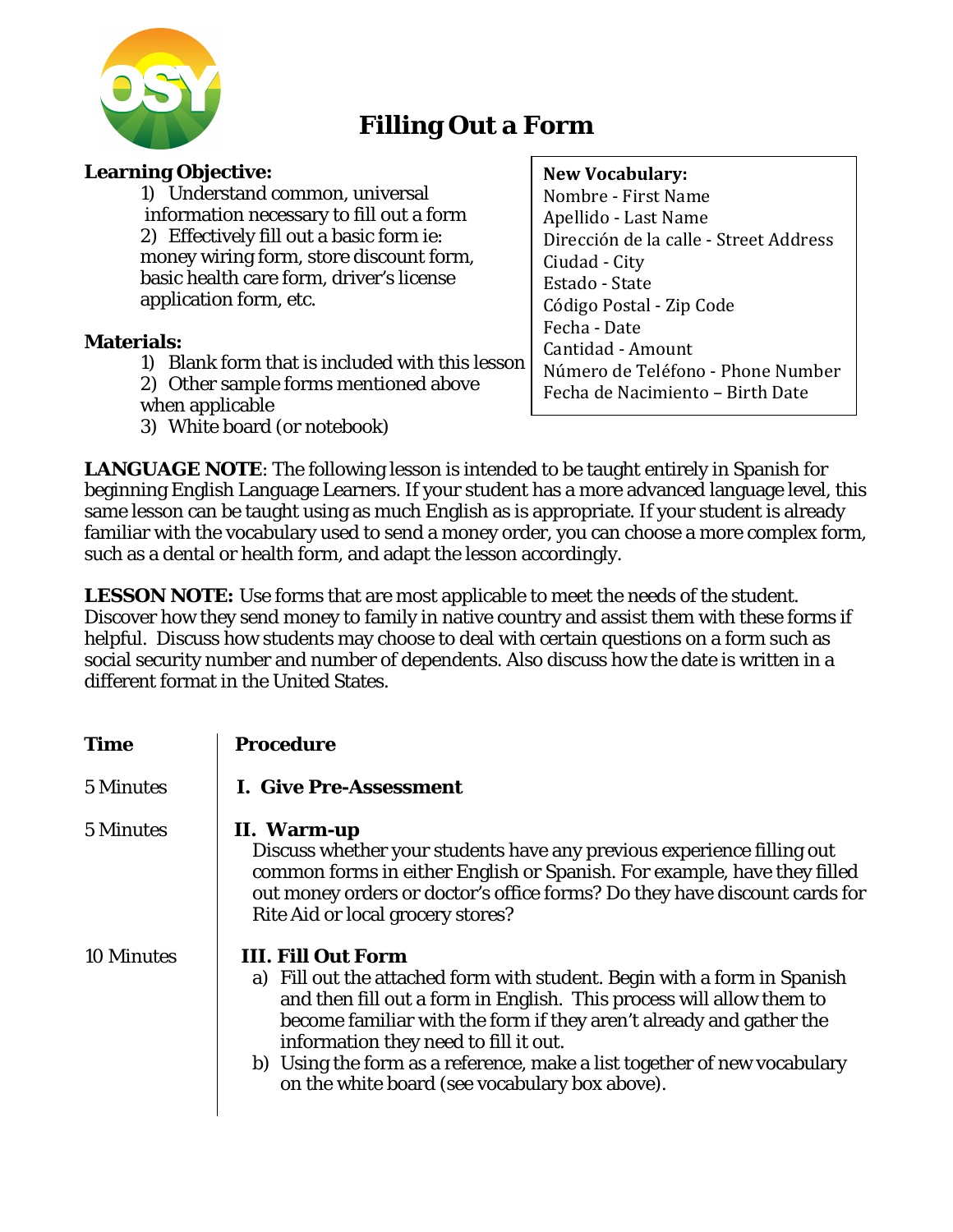# Filling Out a Form

**Learning Objective:**

1) Understand common, universal information necessary to fill out a form
2) Effectively fill out a basic form ie: money wiring form, store discount form, basic health care form, driver's license application form, etc.

**Materials:**

1) Blank form that is included with this lesson
2) Other sample forms mentioned above when applicable
3) White board (or notebook)

**New Vocabulary:**
Nombre - First Name
Apellido - Last Name
Dirección de la calle - Street Address
Ciudad - City
Estado - State
Código Postal - Zip Code
Fecha - Date
Cantidad - Amount
Número de Teléfono - Phone Number
Fecha de Nacimiento – Birth Date

**LANGUAGE NOTE**: The following lesson is intended to be taught entirely in Spanish for beginning English Language Learners. If your student has a more advanced language level, this same lesson can be taught using as much English as is appropriate. If your student is already familiar with the vocabulary used to send a money order, you can choose a more complex form, such as a dental or health form, and adapt the lesson accordingly.

**LESSON NOTE:** Use forms that are most applicable to meet the needs of the student. Discover how they send money to family in native country and assist them with these forms if helpful. Discuss how students may choose to deal with certain questions on a form such as social security number and number of dependents. Also discuss how the date is written in a different format in the United States.

| Time | Procedure |
|---|---|
| 5 Minutes | **I. Give Pre-Assessment** |
| 5 Minutes | **II. Warm-up**<br>Discuss whether your students have any previous experience filling out common forms in either English or Spanish. For example, have they filled out money orders or doctor's office forms? Do they have discount cards for Rite Aid or local grocery stores? |
| 10 Minutes | **III. Fill Out Form**<br>a) Fill out the attached form with student. Begin with a form in Spanish and then fill out a form in English. This process will allow them to become familiar with the form if they aren't already and gather the information they need to fill it out.<br>b) Using the form as a reference, make a list together of new vocabulary on the white board (see vocabulary box above). |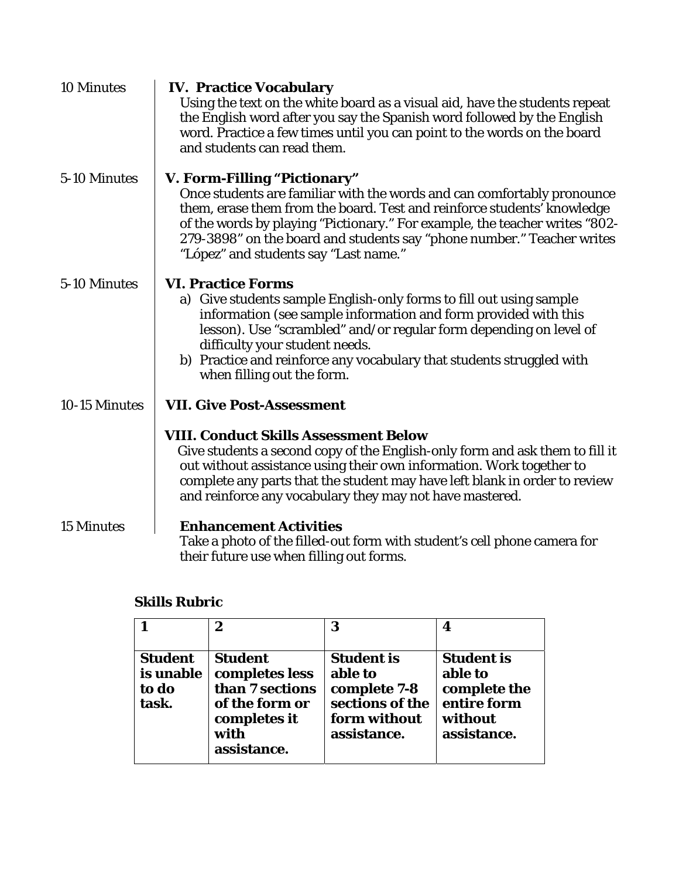10 Minutes

**IV. Practice Vocabulary**

Using the text on the white board as a visual aid, have the students repeat the English word after you say the Spanish word followed by the English word. Practice a few times until you can point to the words on the board and students can read them.

5-10 Minutes

**V. Form-Filling "Pictionary"**

Once students are familiar with the words and can comfortably pronounce them, erase them from the board. Test and reinforce students' knowledge of the words by playing "Pictionary." For example, the teacher writes "802-279-3898" on the board and students say "phone number." Teacher writes "López" and students say "Last name."

5-10 Minutes

**VI. Practice Forms**

a) Give students sample English-only forms to fill out using sample information (see sample information and form provided with this lesson). Use "scrambled" and/or regular form depending on level of difficulty your student needs.
b) Practice and reinforce any vocabulary that students struggled with when filling out the form.

10-15 Minutes

**VII. Give Post-Assessment**

**VIII. Conduct Skills Assessment Below**

Give students a second copy of the English-only form and ask them to fill it out without assistance using their own information. Work together to complete any parts that the student may have left blank in order to review and reinforce any vocabulary they may not have mastered.

15 Minutes

**Enhancement Activities**

Take a photo of the filled-out form with student's cell phone camera for their future use when filling out forms.

**Skills Rubric**

| 1 | 2 | 3 | 4 |
|---|---|---|---|
| **Student is unable to do task.** | **Student completes less than 7 sections of the form or completes it with assistance.** | **Student is able to complete 7-8 sections of the form without assistance.** | **Student is able to complete the entire form without assistance.** |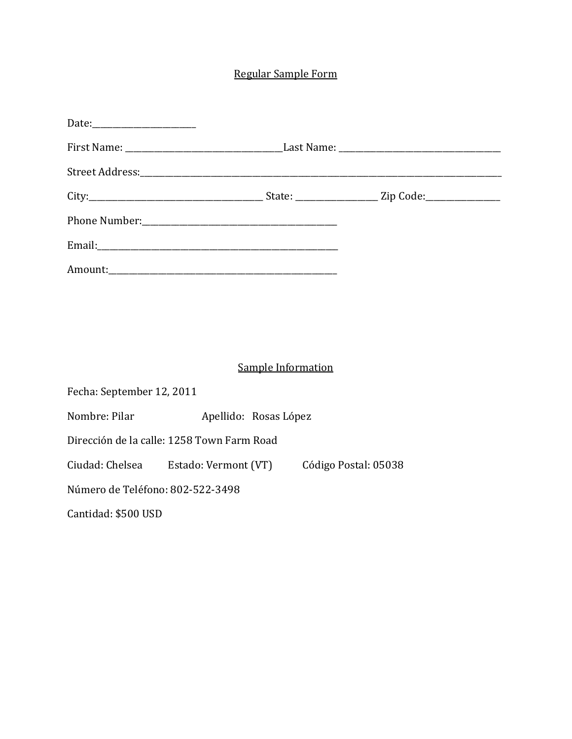## Regular Sample Form

Date:________________________

First Name: _____________________________________Last Name: _____________________________________

Street Address:_____________________________________________________________________________________

City:_____________________________________________ State: ___________________ Zip Code:_________________

Phone Number:_____________________________________________

Email:_________________________________________________________

Amount:______________________________________________________

## Sample Information

Fecha: September 12, 2011

Nombre: Pilar Apellido: Rosas López

Dirección de la calle: 1258 Town Farm Road

Ciudad: Chelsea Estado: Vermont (VT) Código Postal: 05038

Número de Teléfono: 802-522-3498

Cantidad: $500 USD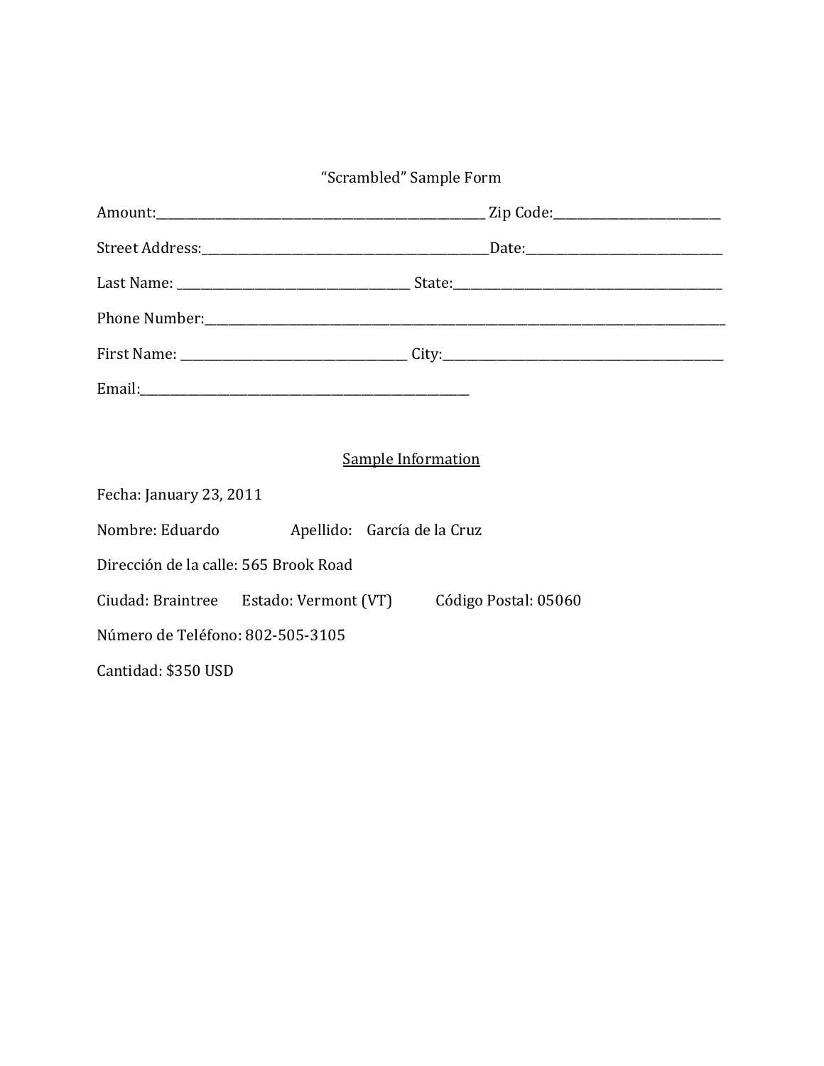“Scrambled” Sample Form

Amount:\_\_\_\_\_\_\_\_\_\_\_\_\_\_\_\_\_\_\_\_\_\_\_\_\_\_\_\_\_\_\_\_\_\_\_\_\_\_\_\_\_\_\_\_\_\_\_\_\_\_\_\_ Zip Code:\_\_\_\_\_\_\_\_\_\_\_\_\_\_\_\_\_\_\_\_\_\_\_\_\_\_\_

Street Address:\_\_\_\_\_\_\_\_\_\_\_\_\_\_\_\_\_\_\_\_\_\_\_\_\_\_\_\_\_\_\_\_\_\_\_\_\_\_\_\_\_\_\_\_\_\_Date:\_\_\_\_\_\_\_\_\_\_\_\_\_\_\_\_\_\_\_\_\_\_\_\_\_\_\_\_\_\_\_

Last Name: \_\_\_\_\_\_\_\_\_\_\_\_\_\_\_\_\_\_\_\_\_\_\_\_\_\_\_\_\_\_\_\_\_\_\_\_\_\_ State:\_\_\_\_\_\_\_\_\_\_\_\_\_\_\_\_\_\_\_\_\_\_\_\_\_\_\_\_\_\_\_\_\_\_\_\_\_\_\_\_\_\_\_\_

Phone Number:\_\_\_\_\_\_\_\_\_\_\_\_\_\_\_\_\_\_\_\_\_\_\_\_\_\_\_\_\_\_\_\_\_\_\_\_\_\_\_\_\_\_\_\_\_\_\_\_\_\_\_\_\_\_\_\_\_\_\_\_\_\_\_\_\_\_\_\_\_\_\_\_\_\_\_\_\_\_\_\_\_\_\_\_\_\_\_\_\_

First Name: \_\_\_\_\_\_\_\_\_\_\_\_\_\_\_\_\_\_\_\_\_\_\_\_\_\_\_\_\_\_\_\_\_\_\_\_\_ City:\_\_\_\_\_\_\_\_\_\_\_\_\_\_\_\_\_\_\_\_\_\_\_\_\_\_\_\_\_\_\_\_\_\_\_\_\_\_\_\_\_\_\_\_\_\_

Email:\_\_\_\_\_\_\_\_\_\_\_\_\_\_\_\_\_\_\_\_\_\_\_\_\_\_\_\_\_\_\_\_\_\_\_\_\_\_\_\_\_\_\_\_\_\_\_\_\_\_\_\_\_\_

<u>Sample Information</u>

Fecha: January 23, 2011

Nombre: Eduardo Apellido: García de la Cruz

Dirección de la calle: 565 Brook Road

Ciudad: Braintree Estado: Vermont (VT) Código Postal: 05060

Número de Teléfono: 802-505-3105

Cantidad: $350 USD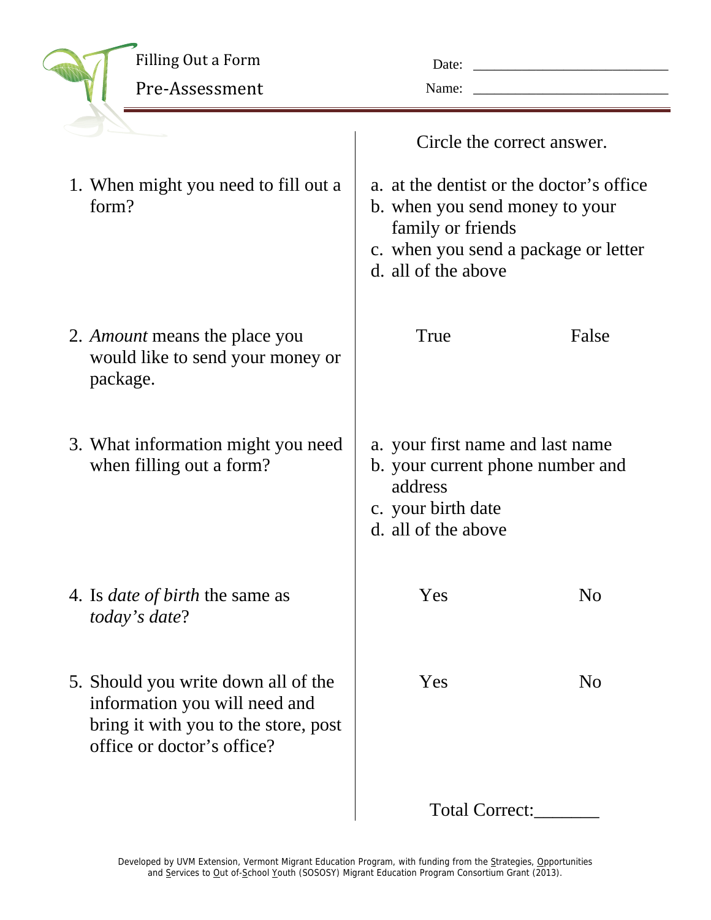# Filling Out a Form

## Pre-Assessment

Date: ___________________________

Name: ___________________________

Circle the correct answer.

1. When might you need to fill out a form?
   - a. at the dentist or the doctor's office
   - b. when you send money to your family or friends
   - c. when you send a package or letter
   - d. all of the above

2. *Amount* means the place you would like to send your money or package.

   True    False

3. What information might you need when filling out a form?
   - a. your first name and last name
   - b. your current phone number and address
   - c. your birth date
   - d. all of the above

4. Is *date of birth* the same as *today's date*?

   Yes    No

5. Should you write down all of the information you will need and bring it with you to the store, post office or doctor's office?

   Yes    No

Total Correct:_______

Developed by UVM Extension, Vermont Migrant Education Program, with funding from the Strategies, Opportunities and Services to Out of-School Youth (SOSOSY) Migrant Education Program Consortium Grant (2013).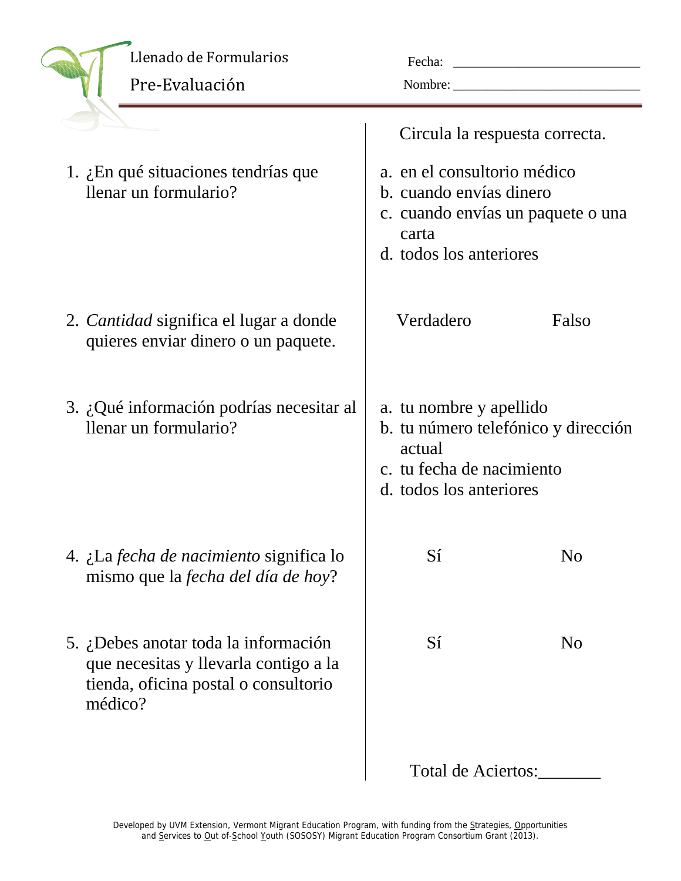# Llenado de Formularios

## Pre-Evaluación

Fecha: ___________________________

Nombre: ___________________________

Circula la respuesta correcta.

1. ¿En qué situaciones tendrías que llenar un formulario?
   - a. en el consultorio médico
   - b. cuando envías dinero
   - c. cuando envías un paquete o una carta
   - d. todos los anteriores

2. *Cantidad* significa el lugar a donde quieres enviar dinero o un paquete.

   Verdadero        Falso

3. ¿Qué información podrías necesitar al llenar un formulario?
   - a. tu nombre y apellido
   - b. tu número telefónico y dirección actual
   - c. tu fecha de nacimiento
   - d. todos los anteriores

4. ¿La *fecha de nacimiento* significa lo mismo que la *fecha del día de hoy*?

   Sí        No

5. ¿Debes anotar toda la información que necesitas y llevarla contigo a la tienda, oficina postal o consultorio médico?

   Sí        No

Total de Aciertos:_______

Developed by UVM Extension, Vermont Migrant Education Program, with funding from the Strategies, Opportunities and Services to Out of-School Youth (SOSOSY) Migrant Education Program Consortium Grant (2013).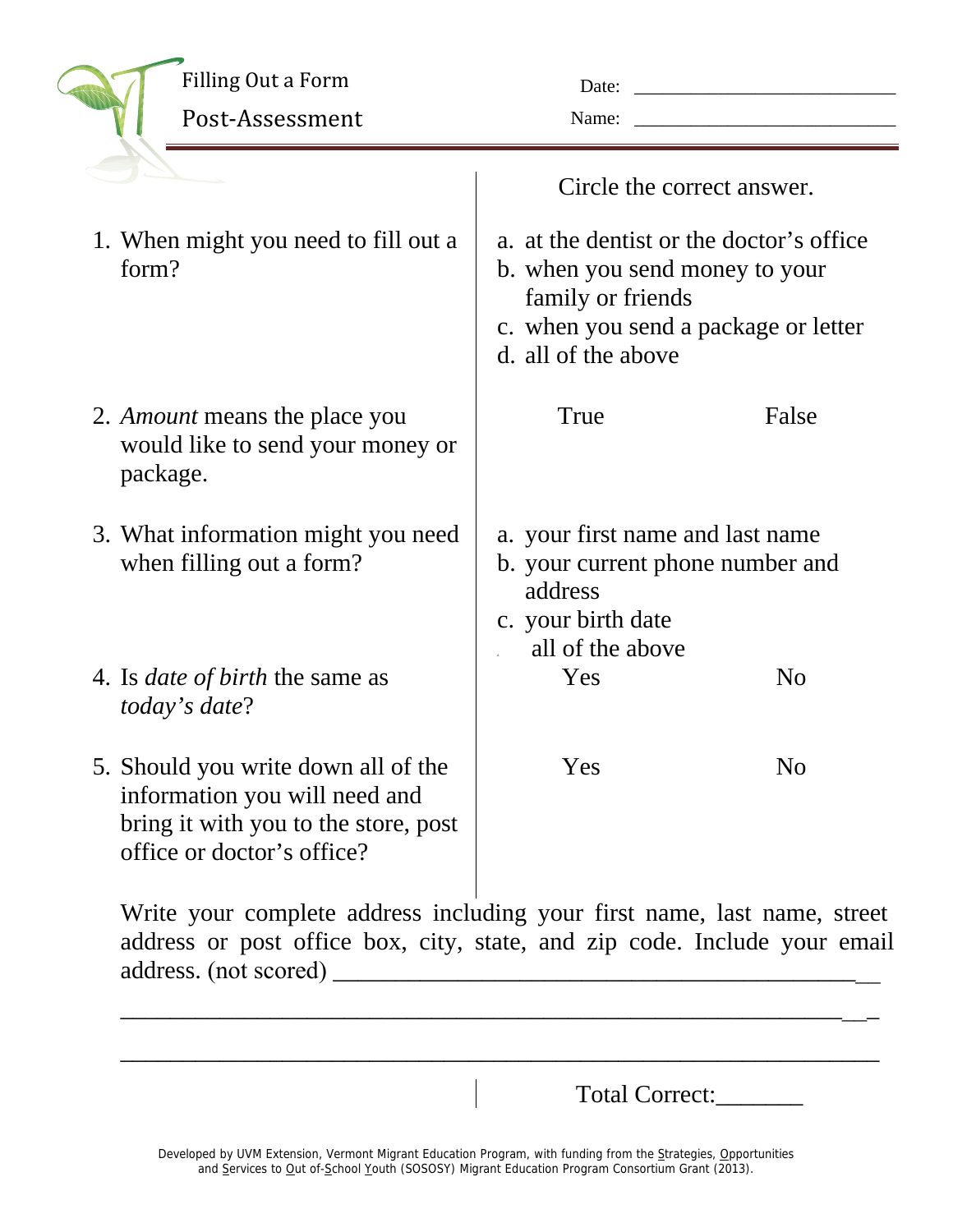# Filling Out a Form

## Post-Assessment

Date: ______________________

Name: ______________________

Circle the correct answer.

1. When might you need to fill out a form?
   - a. at the dentist or the doctor's office
   - b. when you send money to your family or friends
   - c. when you send a package or letter
   - d. all of the above

2. *Amount* means the place you would like to send your money or package.

   True          False

3. What information might you need when filling out a form?
   - a. your first name and last name
   - b. your current phone number and address
   - c. your birth date
   - all of the above

4. Is *date of birth* the same as *today's date*?

   Yes          No

5. Should you write down all of the information you will need and bring it with you to the store, post office or doctor's office?

   Yes          No

Write your complete address including your first name, last name, street address or post office box, city, state, and zip code. Include your email address. (not scored) ______________________________________________

________________________________________________________________

________________________________________________________________

Total Correct:_______

Developed by UVM Extension, Vermont Migrant Education Program, with funding from the Strategies, Opportunities and Services to Out of-School Youth (SOSOSY) Migrant Education Program Consortium Grant (2013).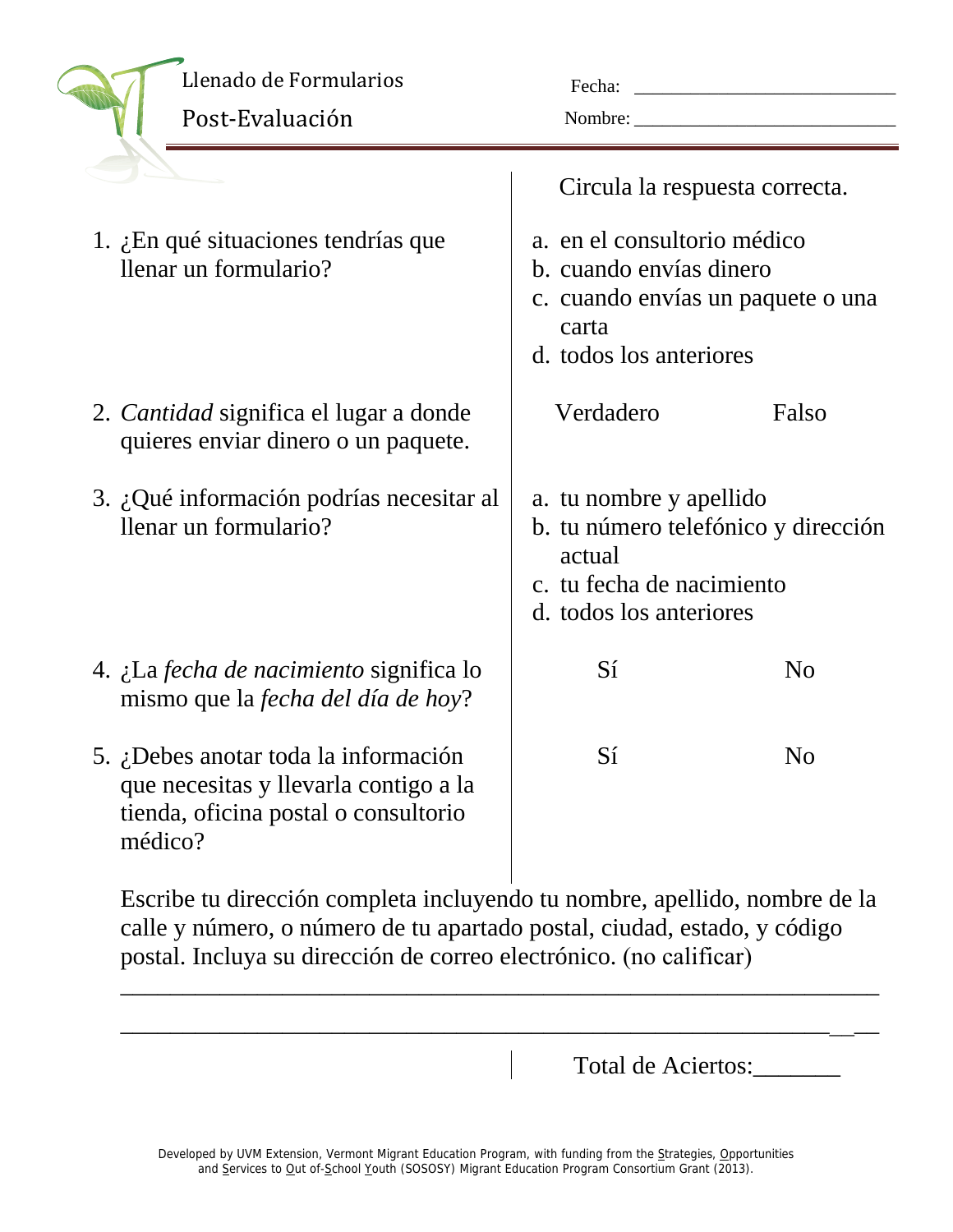# Llenado de Formularios

## Post-Evaluación

Fecha: ___________________________

Nombre: ___________________________

Circula la respuesta correcta.

1. ¿En qué situaciones tendrías que llenar un formulario?
   - a. en el consultorio médico
   - b. cuando envías dinero
   - c. cuando envías un paquete o una carta
   - d. todos los anteriores

2. *Cantidad* significa el lugar a donde quieres enviar dinero o un paquete.
   - Verdadero
   - Falso

3. ¿Qué información podrías necesitar al llenar un formulario?
   - a. tu nombre y apellido
   - b. tu número telefónico y dirección actual
   - c. tu fecha de nacimiento
   - d. todos los anteriores

4. ¿La *fecha de nacimiento* significa lo mismo que la *fecha del día de hoy*?
   - Sí
   - No

5. ¿Debes anotar toda la información que necesitas y llevarla contigo a la tienda, oficina postal o consultorio médico?
   - Sí
   - No

Escribe tu dirección completa incluyendo tu nombre, apellido, nombre de la calle y número, o número de tu apartado postal, ciudad, estado, y código postal. Incluya su dirección de correo electrónico. (no calificar)

______________________________________________________________

______________________________________________________________

Total de Aciertos:_______

Developed by UVM Extension, Vermont Migrant Education Program, with funding from the Strategies, Opportunities and Services to Out of-School Youth (SOSOSY) Migrant Education Program Consortium Grant (2013).